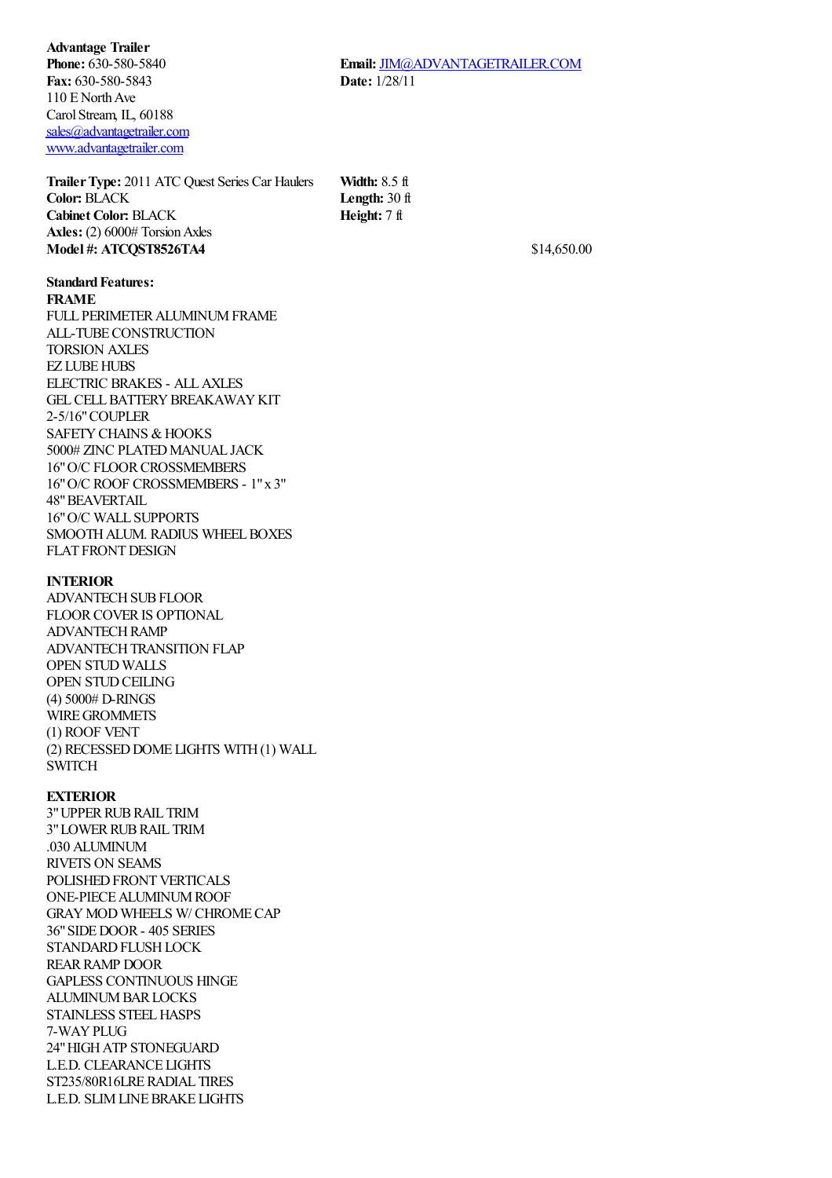**Advantage Trailer**
**Phone:** 630-580-5840
**Fax:** 630-580-5843
110 E North Ave
Carol Stream, IL, 60188
sales@advantagetrailer.com
www.advantagetrailer.com

**Email:** JIM@ADVANTAGETRAILER.COM
**Date:** 1/28/11

**Trailer Type:** 2011 ATC Quest Series Car Haulers
**Color:** BLACK
**Cabinet Color:** BLACK
**Axles:** (2) 6000# Torsion Axles
**Model #: ATCQST8526TA4**

**Width:** 8.5 ft
**Length:** 30 ft
**Height:** 7 ft

$14,650.00

**Standard Features:**

**FRAME**

FULL PERIMETER ALUMINUM FRAME
ALL-TUBE CONSTRUCTION
TORSION AXLES
EZ LUBE HUBS
ELECTRIC BRAKES - ALL AXLES
GEL CELL BATTERY BREAKAWAY KIT
2-5/16" COUPLER
SAFETY CHAINS & HOOKS
5000# ZINC PLATED MANUAL JACK
16" O/C FLOOR CROSSMEMBERS
16" O/C ROOF CROSSMEMBERS - 1" x 3"
48" BEAVERTAIL
16" O/C WALL SUPPORTS
SMOOTH ALUM. RADIUS WHEEL BOXES
FLAT FRONT DESIGN

**INTERIOR**

ADVANTECH SUB FLOOR
FLOOR COVER IS OPTIONAL
ADVANTECH RAMP
ADVANTECH TRANSITION FLAP
OPEN STUD WALLS
OPEN STUD CEILING
(4) 5000# D-RINGS
WIRE GROMMETS
(1) ROOF VENT
(2) RECESSED DOME LIGHTS WITH (1) WALL SWITCH

**EXTERIOR**

3" UPPER RUB RAIL TRIM
3" LOWER RUB RAIL TRIM
.030 ALUMINUM
RIVETS ON SEAMS
POLISHED FRONT VERTICALS
ONE-PIECE ALUMINUM ROOF
GRAY MOD WHEELS W/ CHROME CAP
36" SIDE DOOR - 405 SERIES
STANDARD FLUSH LOCK
REAR RAMP DOOR
GAPLESS CONTINUOUS HINGE
ALUMINUM BAR LOCKS
STAINLESS STEEL HASPS
7-WAY PLUG
24" HIGH ATP STONEGUARD
L.E.D. CLEARANCE LIGHTS
ST235/80R16LRE RADIAL TIRES
L.E.D. SLIM LINE BRAKE LIGHTS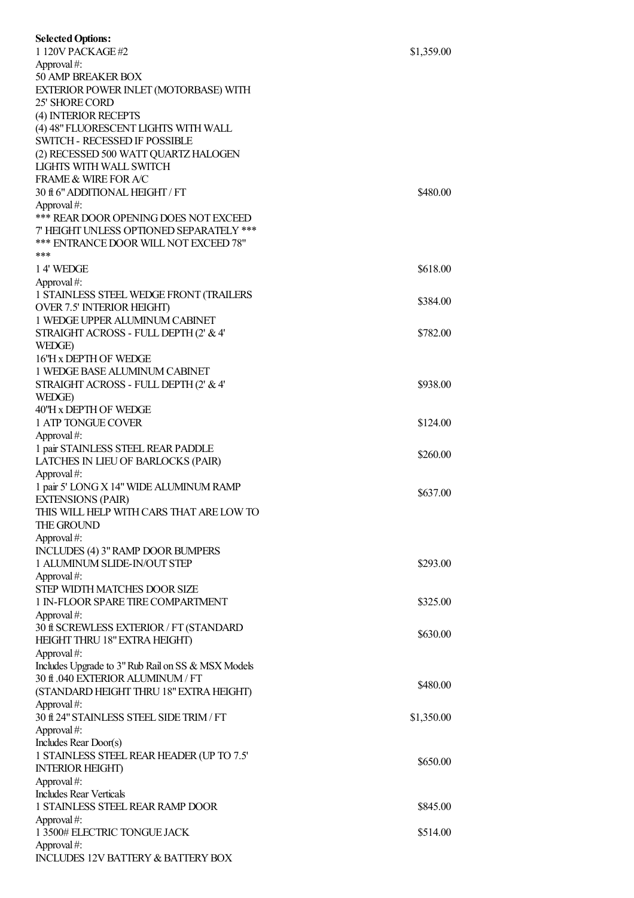**Selected Options:**

| | |
|---|---|
| 1 120V PACKAGE #2 | $1,359.00 |
| Approval #: | |
| 50 AMP BREAKER BOX | |
| EXTERIOR POWER INLET (MOTORBASE) WITH 25' SHORE CORD | |
| (4) INTERIOR RECEPTS | |
| (4) 48" FLUORESCENT LIGHTS WITH WALL SWITCH - RECESSED IF POSSIBLE | |
| (2) RECESSED 500 WATT QUARTZ HALOGEN LIGHTS WITH WALL SWITCH | |
| FRAME & WIRE FOR A/C | |
| 30 ft 6" ADDITIONAL HEIGHT / FT | $480.00 |
| Approval #: | |
| *** REAR DOOR OPENING DOES NOT EXCEED 7' HEIGHT UNLESS OPTIONED SEPARATELY *** | |
| *** ENTRANCE DOOR WILL NOT EXCEED 78" *** | |
| 1 4' WEDGE | $618.00 |
| Approval #: | |
| 1 STAINLESS STEEL WEDGE FRONT (TRAILERS OVER 7.5' INTERIOR HEIGHT) | $384.00 |
| 1 WEDGE UPPER ALUMINUM CABINET STRAIGHT ACROSS - FULL DEPTH (2' & 4' WEDGE) | $782.00 |
| 16"H x DEPTH OF WEDGE | |
| 1 WEDGE BASE ALUMINUM CABINET STRAIGHT ACROSS - FULL DEPTH (2' & 4' WEDGE) | $938.00 |
| 40"H x DEPTH OF WEDGE | |
| 1 ATP TONGUE COVER | $124.00 |
| Approval #: | |
| 1 pair STAINLESS STEEL REAR PADDLE LATCHES IN LIEU OF BARLOCKS (PAIR) | $260.00 |
| Approval #: | |
| 1 pair 5' LONG X 14" WIDE ALUMINUM RAMP EXTENSIONS (PAIR) | $637.00 |
| THIS WILL HELP WITH CARS THAT ARE LOW TO THE GROUND | |
| Approval #: | |
| INCLUDES (4) 3" RAMP DOOR BUMPERS | |
| 1 ALUMINUM SLIDE-IN/OUT STEP | $293.00 |
| Approval #: | |
| STEP WIDTH MATCHES DOOR SIZE | |
| 1 IN-FLOOR SPARE TIRE COMPARTMENT | $325.00 |
| Approval #: | |
| 30 ft SCREWLESS EXTERIOR / FT (STANDARD HEIGHT THRU 18" EXTRA HEIGHT) | $630.00 |
| Approval #: | |
| Includes Upgrade to 3" Rub Rail on SS & MSX Models | |
| 30 ft .040 EXTERIOR ALUMINUM / FT (STANDARD HEIGHT THRU 18" EXTRA HEIGHT) | $480.00 |
| Approval #: | |
| 30 ft 24" STAINLESS STEEL SIDE TRIM / FT | $1,350.00 |
| Approval #: | |
| Includes Rear Door(s) | |
| 1 STAINLESS STEEL REAR HEADER (UP TO 7.5' INTERIOR HEIGHT) | $650.00 |
| Approval #: | |
| Includes Rear Verticals | |
| 1 STAINLESS STEEL REAR RAMP DOOR | $845.00 |
| Approval #: | |
| 1 3500# ELECTRIC TONGUE JACK | $514.00 |
| Approval #: | |
| INCLUDES 12V BATTERY & BATTERY BOX | |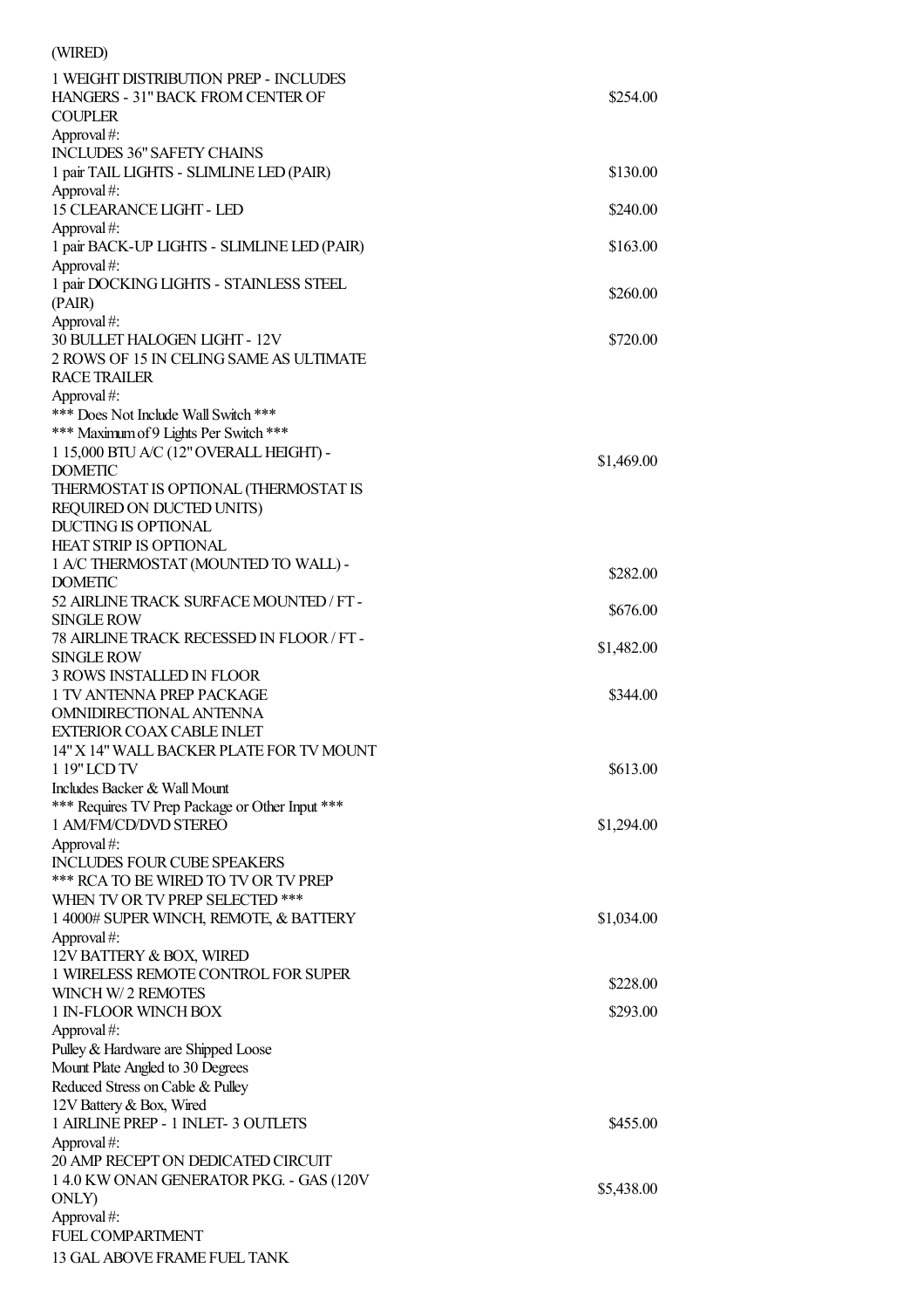(WIRED)

| | |
|---|---|
| 1 WEIGHT DISTRIBUTION PREP - INCLUDES HANGERS - 31" BACK FROM CENTER OF COUPLER | $254.00 |
| Approval #: | |
| INCLUDES 36" SAFETY CHAINS | |
| 1 pair TAIL LIGHTS - SLIMLINE LED (PAIR) | $130.00 |
| Approval #: | |
| 15 CLEARANCE LIGHT - LED | $240.00 |
| Approval #: | |
| 1 pair BACK-UP LIGHTS - SLIMLINE LED (PAIR) | $163.00 |
| Approval #: | |
| 1 pair DOCKING LIGHTS - STAINLESS STEEL (PAIR) | $260.00 |
| Approval #: | |
| 30 BULLET HALOGEN LIGHT - 12V | $720.00 |
| 2 ROWS OF 15 IN CELING SAME AS ULTIMATE RACE TRAILER | |
| Approval #: | |
| *** Does Not Include Wall Switch *** | |
| *** Maximum of 9 Lights Per Switch *** | |
| 1 15,000 BTU A/C (12" OVERALL HEIGHT) - DOMETIC | $1,469.00 |
| THERMOSTAT IS OPTIONAL (THERMOSTAT IS REQUIRED ON DUCTED UNITS) | |
| DUCTING IS OPTIONAL | |
| HEAT STRIP IS OPTIONAL | |
| 1 A/C THERMOSTAT (MOUNTED TO WALL) - DOMETIC | $282.00 |
| 52 AIRLINE TRACK SURFACE MOUNTED / FT - SINGLE ROW | $676.00 |
| 78 AIRLINE TRACK RECESSED IN FLOOR / FT - SINGLE ROW | $1,482.00 |
| 3 ROWS INSTALLED IN FLOOR | |
| 1 TV ANTENNA PREP PACKAGE | $344.00 |
| OMNIDIRECTIONAL ANTENNA | |
| EXTERIOR COAX CABLE INLET | |
| 14" X 14" WALL BACKER PLATE FOR TV MOUNT | |
| 1 19" LCD TV | $613.00 |
| Includes Backer & Wall Mount | |
| *** Requires TV Prep Package or Other Input *** | |
| 1 AM/FM/CD/DVD STEREO | $1,294.00 |
| Approval #: | |
| INCLUDES FOUR CUBE SPEAKERS | |
| *** RCA TO BE WIRED TO TV OR TV PREP WHEN TV OR TV PREP SELECTED *** | |
| 1 4000# SUPER WINCH, REMOTE, & BATTERY | $1,034.00 |
| Approval #: | |
| 12V BATTERY & BOX, WIRED | |
| 1 WIRELESS REMOTE CONTROL FOR SUPER WINCH W/ 2 REMOTES | $228.00 |
| 1 IN-FLOOR WINCH BOX | $293.00 |
| Approval #: | |
| Pulley & Hardware are Shipped Loose | |
| Mount Plate Angled to 30 Degrees | |
| Reduced Stress on Cable & Pulley | |
| 12V Battery & Box, Wired | |
| 1 AIRLINE PREP - 1 INLET- 3 OUTLETS | $455.00 |
| Approval #: | |
| 20 AMP RECEPT ON DEDICATED CIRCUIT | |
| 1 4.0 KW ONAN GENERATOR PKG. - GAS (120V ONLY) | $5,438.00 |
| Approval #: | |
| FUEL COMPARTMENT | |
| 13 GAL ABOVE FRAME FUEL TANK | |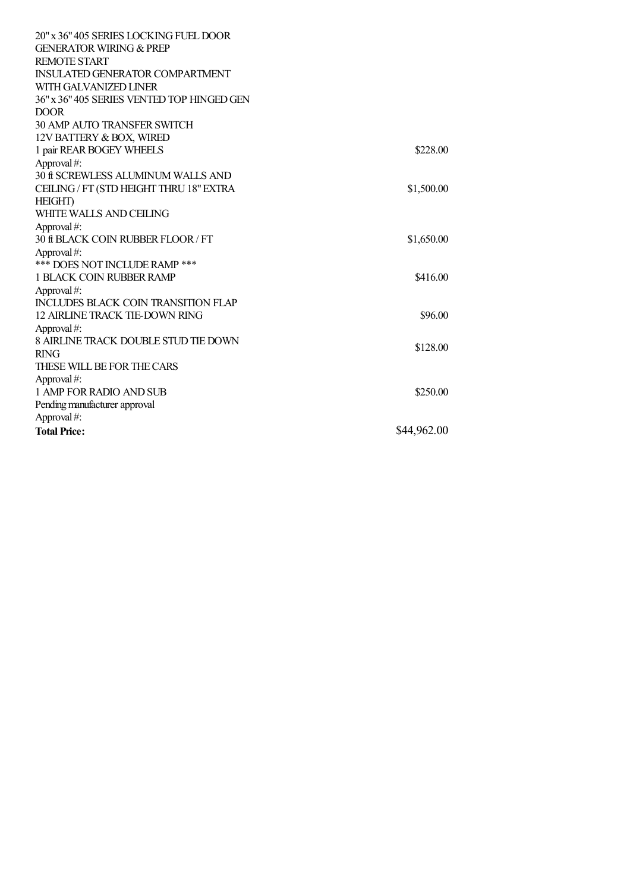| | |
|---|---|
| 20" x 36" 405 SERIES LOCKING FUEL DOOR<br>GENERATOR WIRING & PREP<br>REMOTE START<br>INSULATED GENERATOR COMPARTMENT WITH GALVANIZED LINER<br>36" x 36" 405 SERIES VENTED TOP HINGED GEN DOOR<br>30 AMP AUTO TRANSFER SWITCH<br>12V BATTERY & BOX, WIRED | |
| 1 pair REAR BOGEY WHEELS<br>Approval #: | $228.00 |
| 30 ft SCREWLESS ALUMINUM WALLS AND CEILING / FT (STD HEIGHT THRU 18" EXTRA HEIGHT)<br>WHITE WALLS AND CEILING<br>Approval #: | $1,500.00 |
| 30 ft BLACK COIN RUBBER FLOOR / FT<br>Approval #:<br>*** DOES NOT INCLUDE RAMP *** | $1,650.00 |
| 1 BLACK COIN RUBBER RAMP<br>Approval #:<br>INCLUDES BLACK COIN TRANSITION FLAP | $416.00 |
| 12 AIRLINE TRACK TIE-DOWN RING<br>Approval #: | $96.00 |
| 8 AIRLINE TRACK DOUBLE STUD TIE DOWN RING<br>THESE WILL BE FOR THE CARS<br>Approval #: | $128.00 |
| 1 AMP FOR RADIO AND SUB<br>Pending manufacturer approval<br>Approval #: | $250.00 |
| **Total Price:** | $44,962.00 |